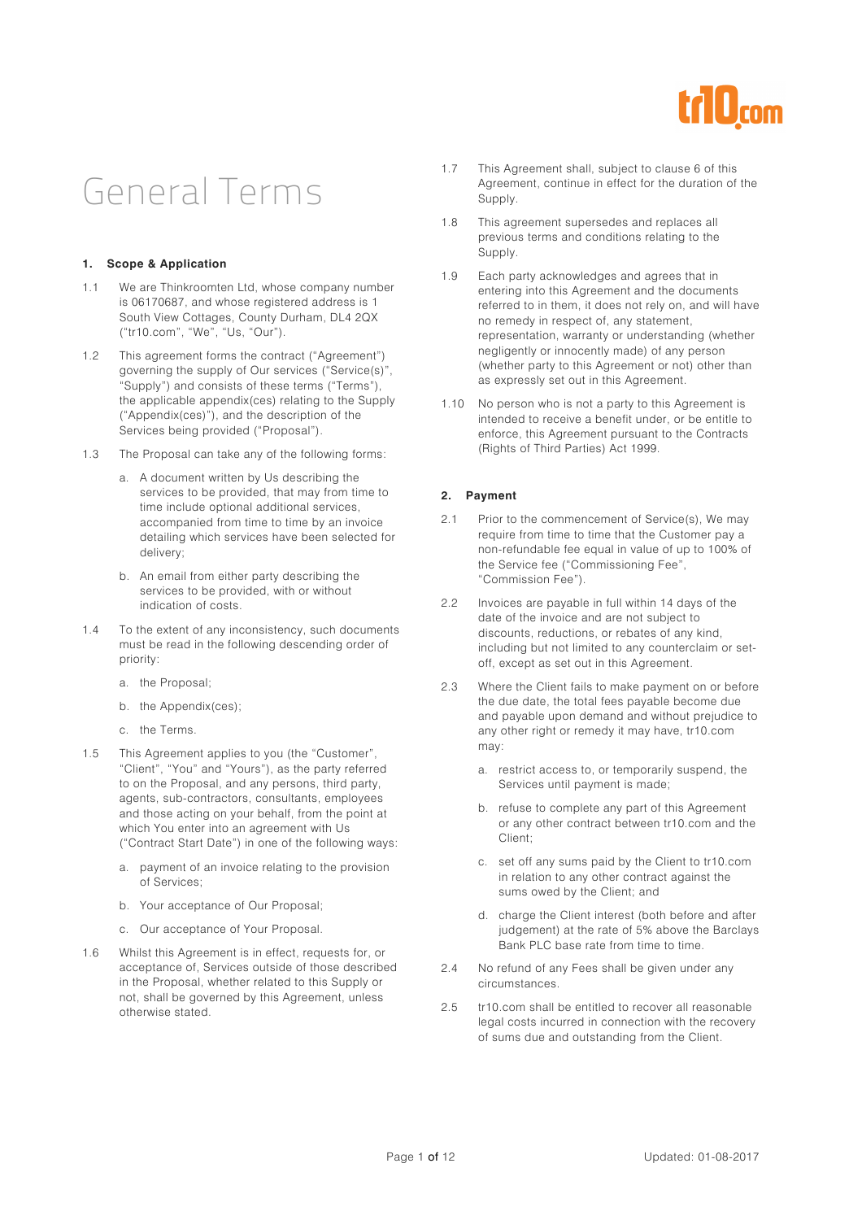# General Terms

### 1. Scope & Application

1.1 We are Thinkroomten Ltd, whose company number is 06170687, and whose registered address is 1 South View Cottages, County Durham, DL4 2QX ("tr10.com", "We", "Us, "Our").

1.2 This agreement forms the contract ("Agreement") governing the supply of Our services ("Service(s)", "Supply") and consists of these terms ("Terms"), the applicable appendix(ces) relating to the Supply ("Appendix(ces)"), and the description of the Services being provided ("Proposal").

1.3 The Proposal can take any of the following forms:

a. A document written by Us describing the services to be provided, that may from time to time include optional additional services, accompanied from time to time by an invoice detailing which services have been selected for delivery;

b. An email from either party describing the services to be provided, with or without indication of costs.

1.4 To the extent of any inconsistency, such documents must be read in the following descending order of priority:

a. the Proposal;

b. the Appendix(ces);

c. the Terms.

1.5 This Agreement applies to you (the "Customer", "Client", "You" and "Yours"), as the party referred to on the Proposal, and any persons, third party, agents, sub-contractors, consultants, employees and those acting on your behalf, from the point at which You enter into an agreement with Us ("Contract Start Date") in one of the following ways:

a. payment of an invoice relating to the provision of Services;

b. Your acceptance of Our Proposal;

c. Our acceptance of Your Proposal.

1.6 Whilst this Agreement is in effect, requests for, or acceptance of, Services outside of those described in the Proposal, whether related to this Supply or not, shall be governed by this Agreement, unless otherwise stated.

1.7 This Agreement shall, subject to clause 6 of this Agreement, continue in effect for the duration of the Supply.

1.8 This agreement supersedes and replaces all previous terms and conditions relating to the Supply.

1.9 Each party acknowledges and agrees that in entering into this Agreement and the documents referred to in them, it does not rely on, and will have no remedy in respect of, any statement, representation, warranty or understanding (whether negligently or innocently made) of any person (whether party to this Agreement or not) other than as expressly set out in this Agreement.

1.10 No person who is not a party to this Agreement is intended to receive a benefit under, or be entitle to enforce, this Agreement pursuant to the Contracts (Rights of Third Parties) Act 1999.

### 2. Payment

2.1 Prior to the commencement of Service(s), We may require from time to time that the Customer pay a non-refundable fee equal in value of up to 100% of the Service fee ("Commissioning Fee", "Commission Fee").

2.2 Invoices are payable in full within 14 days of the date of the invoice and are not subject to discounts, reductions, or rebates of any kind, including but not limited to any counterclaim or set-off, except as set out in this Agreement.

2.3 Where the Client fails to make payment on or before the due date, the total fees payable become due and payable upon demand and without prejudice to any other right or remedy it may have, tr10.com may:

a. restrict access to, or temporarily suspend, the Services until payment is made;

b. refuse to complete any part of this Agreement or any other contract between tr10.com and the Client;

c. set off any sums paid by the Client to tr10.com in relation to any other contract against the sums owed by the Client; and

d. charge the Client interest (both before and after judgement) at the rate of 5% above the Barclays Bank PLC base rate from time to time.

2.4 No refund of any Fees shall be given under any circumstances.

2.5 tr10.com shall be entitled to recover all reasonable legal costs incurred in connection with the recovery of sums due and outstanding from the Client.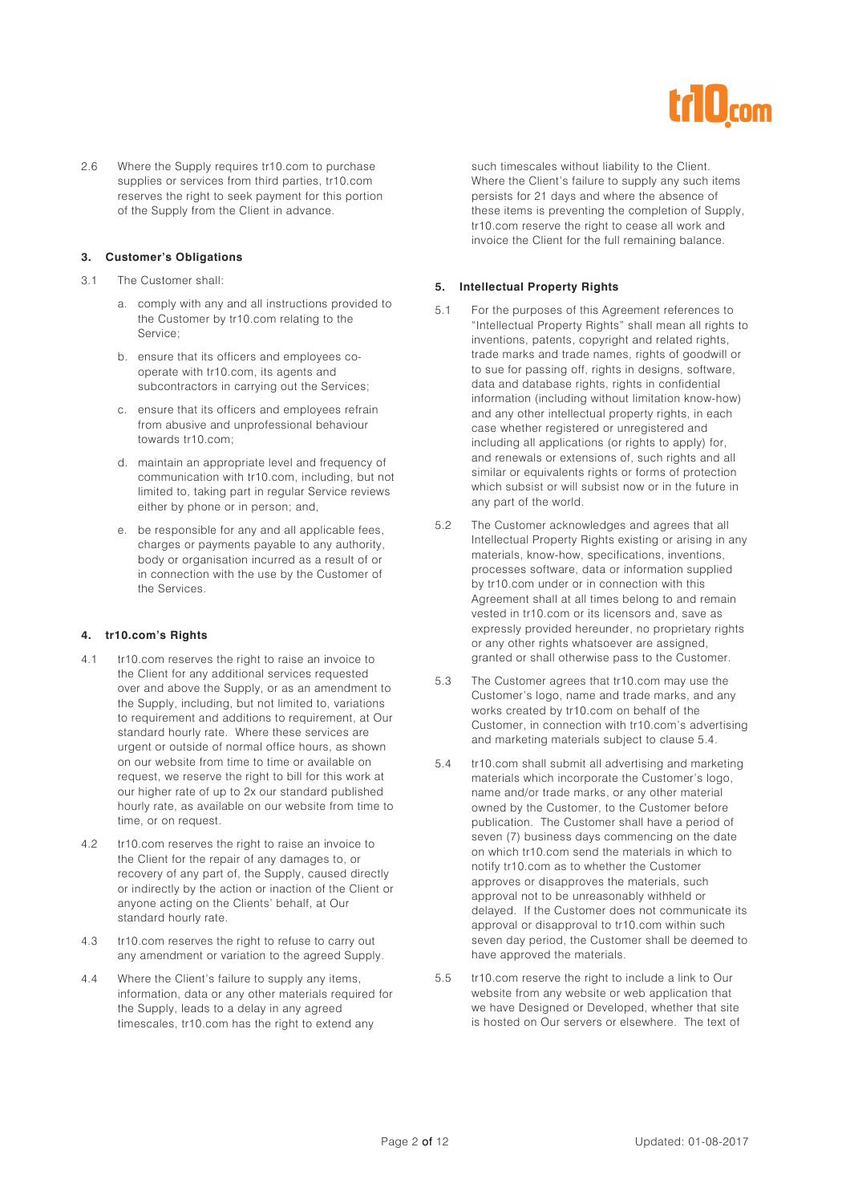2.6 Where the Supply requires tr10.com to purchase supplies or services from third parties, tr10.com reserves the right to seek payment for this portion of the Supply from the Client in advance.

### 3. Customer's Obligations

3.1 The Customer shall:

a. comply with any and all instructions provided to the Customer by tr10.com relating to the Service;

b. ensure that its officers and employees co-operate with tr10.com, its agents and subcontractors in carrying out the Services;

c. ensure that its officers and employees refrain from abusive and unprofessional behaviour towards tr10.com;

d. maintain an appropriate level and frequency of communication with tr10.com, including, but not limited to, taking part in regular Service reviews either by phone or in person; and,

e. be responsible for any and all applicable fees, charges or payments payable to any authority, body or organisation incurred as a result of or in connection with the use by the Customer of the Services.

### 4. tr10.com's Rights

4.1 tr10.com reserves the right to raise an invoice to the Client for any additional services requested over and above the Supply, or as an amendment to the Supply, including, but not limited to, variations to requirement and additions to requirement, at Our standard hourly rate. Where these services are urgent or outside of normal office hours, as shown on our website from time to time or available on request, we reserve the right to bill for this work at our higher rate of up to 2x our standard published hourly rate, as available on our website from time to time, or on request.

4.2 tr10.com reserves the right to raise an invoice to the Client for the repair of any damages to, or recovery of any part of, the Supply, caused directly or indirectly by the action or inaction of the Client or anyone acting on the Clients' behalf, at Our standard hourly rate.

4.3 tr10.com reserves the right to refuse to carry out any amendment or variation to the agreed Supply.

4.4 Where the Client's failure to supply any items, information, data or any other materials required for the Supply, leads to a delay in any agreed timescales, tr10.com has the right to extend any such timescales without liability to the Client. Where the Client's failure to supply any such items persists for 21 days and where the absence of these items is preventing the completion of Supply, tr10.com reserve the right to cease all work and invoice the Client for the full remaining balance.

### 5. Intellectual Property Rights

5.1 For the purposes of this Agreement references to "Intellectual Property Rights" shall mean all rights to inventions, patents, copyright and related rights, trade marks and trade names, rights of goodwill or to sue for passing off, rights in designs, software, data and database rights, rights in confidential information (including without limitation know-how) and any other intellectual property rights, in each case whether registered or unregistered and including all applications (or rights to apply) for, and renewals or extensions of, such rights and all similar or equivalents rights or forms of protection which subsist or will subsist now or in the future in any part of the world.

5.2 The Customer acknowledges and agrees that all Intellectual Property Rights existing or arising in any materials, know-how, specifications, inventions, processes software, data or information supplied by tr10.com under or in connection with this Agreement shall at all times belong to and remain vested in tr10.com or its licensors and, save as expressly provided hereunder, no proprietary rights or any other rights whatsoever are assigned, granted or shall otherwise pass to the Customer.

5.3 The Customer agrees that tr10.com may use the Customer's logo, name and trade marks, and any works created by tr10.com on behalf of the Customer, in connection with tr10.com's advertising and marketing materials subject to clause 5.4.

5.4 tr10.com shall submit all advertising and marketing materials which incorporate the Customer's logo, name and/or trade marks, or any other material owned by the Customer, to the Customer before publication. The Customer shall have a period of seven (7) business days commencing on the date on which tr10.com send the materials in which to notify tr10.com as to whether the Customer approves or disapproves the materials, such approval not to be unreasonably withheld or delayed. If the Customer does not communicate its approval or disapproval to tr10.com within such seven day period, the Customer shall be deemed to have approved the materials.

5.5 tr10.com reserve the right to include a link to Our website from any website or web application that we have Designed or Developed, whether that site is hosted on Our servers or elsewhere. The text of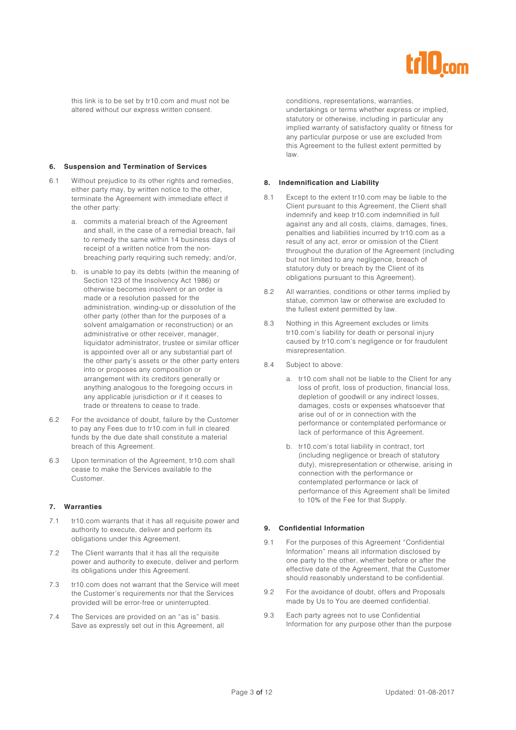this link is to be set by tr10.com and must not be altered without our express written consent.

## 6. Suspension and Termination of Services

6.1 Without prejudice to its other rights and remedies, either party may, by written notice to the other, terminate the Agreement with immediate effect if the other party:

a. commits a material breach of the Agreement and shall, in the case of a remedial breach, fail to remedy the same within 14 business days of receipt of a written notice from the non-breaching party requiring such remedy; and/or,

b. is unable to pay its debts (within the meaning of Section 123 of the Insolvency Act 1986) or otherwise becomes insolvent or an order is made or a resolution passed for the administration, winding-up or dissolution of the other party (other than for the purposes of a solvent amalgamation or reconstruction) or an administrative or other receiver, manager, liquidator administrator, trustee or similar officer is appointed over all or any substantial part of the other party's assets or the other party enters into or proposes any composition or arrangement with its creditors generally or anything analogous to the foregoing occurs in any applicable jurisdiction or if it ceases to trade or threatens to cease to trade.

6.2 For the avoidance of doubt, failure by the Customer to pay any Fees due to tr10.com in full in cleared funds by the due date shall constitute a material breach of this Agreement.

6.3 Upon termination of the Agreement, tr10.com shall cease to make the Services available to the Customer.

## 7. Warranties

7.1 tr10.com warrants that it has all requisite power and authority to execute, deliver and perform its obligations under this Agreement.

7.2 The Client warrants that it has all the requisite power and authority to execute, deliver and perform its obligations under this Agreement.

7.3 tr10.com does not warrant that the Service will meet the Customer's requirements nor that the Services provided will be error-free or uninterrupted.

7.4 The Services are provided on an "as is" basis. Save as expressly set out in this Agreement, all conditions, representations, warranties, undertakings or terms whether express or implied, statutory or otherwise, including in particular any implied warranty of satisfactory quality or fitness for any particular purpose or use are excluded from this Agreement to the fullest extent permitted by law.

## 8. Indemnification and Liability

8.1 Except to the extent tr10.com may be liable to the Client pursuant to this Agreement, the Client shall indemnify and keep tr10.com indemnified in full against any and all costs, claims, damages, fines, penalties and liabilities incurred by tr10.com as a result of any act, error or omission of the Client throughout the duration of the Agreement (including but not limited to any negligence, breach of statutory duty or breach by the Client of its obligations pursuant to this Agreement).

8.2 All warranties, conditions or other terms implied by statue, common law or otherwise are excluded to the fullest extent permitted by law.

8.3 Nothing in this Agreement excludes or limits tr10.com's liability for death or personal injury caused by tr10.com's negligence or for fraudulent misrepresentation.

8.4 Subject to above:

a. tr10.com shall not be liable to the Client for any loss of profit, loss of production, financial loss, depletion of goodwill or any indirect losses, damages, costs or expenses whatsoever that arise out of or in connection with the performance or contemplated performance or lack of performance of this Agreement.

b. tr10.com's total liability in contract, tort (including negligence or breach of statutory duty), misrepresentation or otherwise, arising in connection with the performance or contemplated performance or lack of performance of this Agreement shall be limited to 10% of the Fee for that Supply.

## 9. Confidential Information

9.1 For the purposes of this Agreement "Confidential Information" means all information disclosed by one party to the other, whether before or after the effective date of the Agreement, that the Customer should reasonably understand to be confidential.

9.2 For the avoidance of doubt, offers and Proposals made by Us to You are deemed confidential.

9.3 Each party agrees not to use Confidential Information for any purpose other than the purpose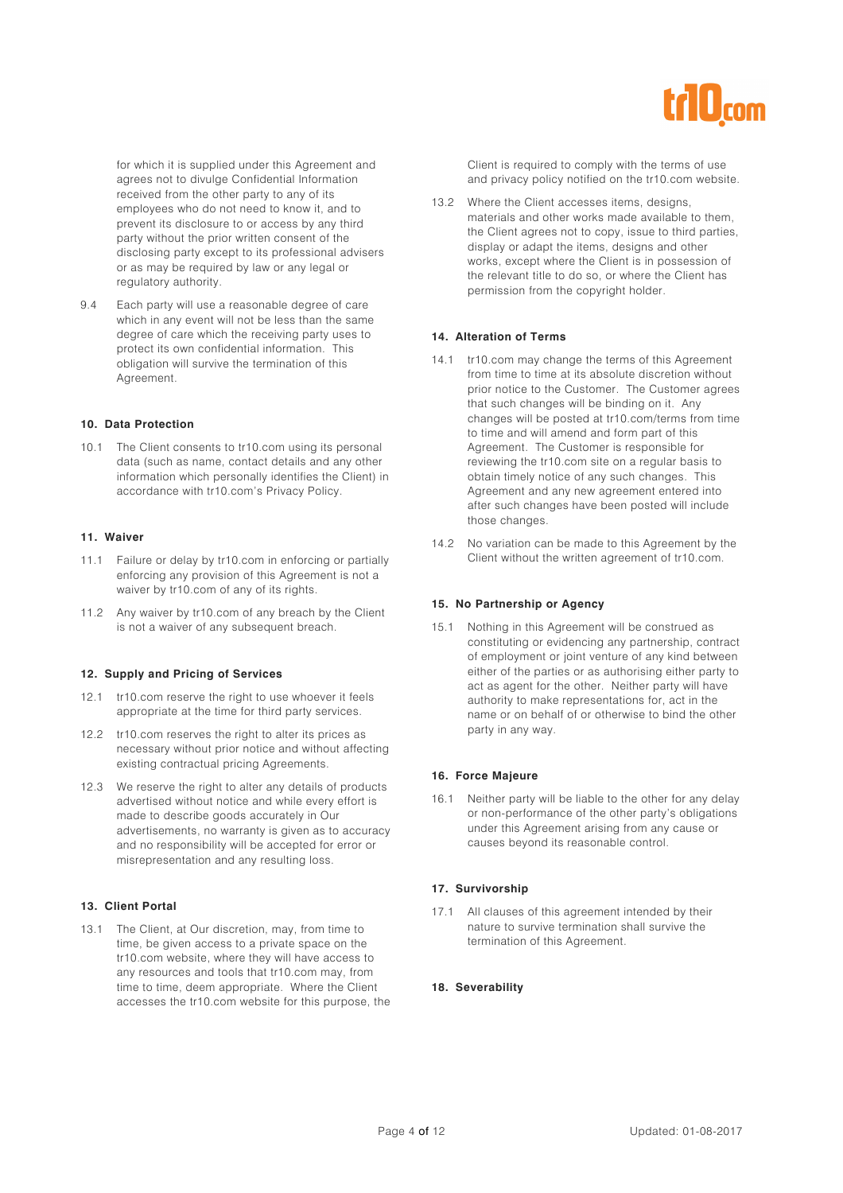for which it is supplied under this Agreement and agrees not to divulge Confidential Information received from the other party to any of its employees who do not need to know it, and to prevent its disclosure to or access by any third party without the prior written consent of the disclosing party except to its professional advisers or as may be required by law or any legal or regulatory authority.

9.4 Each party will use a reasonable degree of care which in any event will not be less than the same degree of care which the receiving party uses to protect its own confidential information. This obligation will survive the termination of this Agreement.

**10. Data Protection**

10.1 The Client consents to tr10.com using its personal data (such as name, contact details and any other information which personally identifies the Client) in accordance with tr10.com's Privacy Policy.

**11. Waiver**

11.1 Failure or delay by tr10.com in enforcing or partially enforcing any provision of this Agreement is not a waiver by tr10.com of any of its rights.

11.2 Any waiver by tr10.com of any breach by the Client is not a waiver of any subsequent breach.

**12. Supply and Pricing of Services**

12.1 tr10.com reserve the right to use whoever it feels appropriate at the time for third party services.

12.2 tr10.com reserves the right to alter its prices as necessary without prior notice and without affecting existing contractual pricing Agreements.

12.3 We reserve the right to alter any details of products advertised without notice and while every effort is made to describe goods accurately in Our advertisements, no warranty is given as to accuracy and no responsibility will be accepted for error or misrepresentation and any resulting loss.

**13. Client Portal**

13.1 The Client, at Our discretion, may, from time to time, be given access to a private space on the tr10.com website, where they will have access to any resources and tools that tr10.com may, from time to time, deem appropriate. Where the Client accesses the tr10.com website for this purpose, the Client is required to comply with the terms of use and privacy policy notified on the tr10.com website.

13.2 Where the Client accesses items, designs, materials and other works made available to them, the Client agrees not to copy, issue to third parties, display or adapt the items, designs and other works, except where the Client is in possession of the relevant title to do so, or where the Client has permission from the copyright holder.

**14. Alteration of Terms**

14.1 tr10.com may change the terms of this Agreement from time to time at its absolute discretion without prior notice to the Customer. The Customer agrees that such changes will be binding on it. Any changes will be posted at tr10.com/terms from time to time and will amend and form part of this Agreement. The Customer is responsible for reviewing the tr10.com site on a regular basis to obtain timely notice of any such changes. This Agreement and any new agreement entered into after such changes have been posted will include those changes.

14.2 No variation can be made to this Agreement by the Client without the written agreement of tr10.com.

**15. No Partnership or Agency**

15.1 Nothing in this Agreement will be construed as constituting or evidencing any partnership, contract of employment or joint venture of any kind between either of the parties or as authorising either party to act as agent for the other. Neither party will have authority to make representations for, act in the name or on behalf of or otherwise to bind the other party in any way.

**16. Force Majeure**

16.1 Neither party will be liable to the other for any delay or non-performance of the other party's obligations under this Agreement arising from any cause or causes beyond its reasonable control.

**17. Survivorship**

17.1 All clauses of this agreement intended by their nature to survive termination shall survive the termination of this Agreement.

**18. Severability**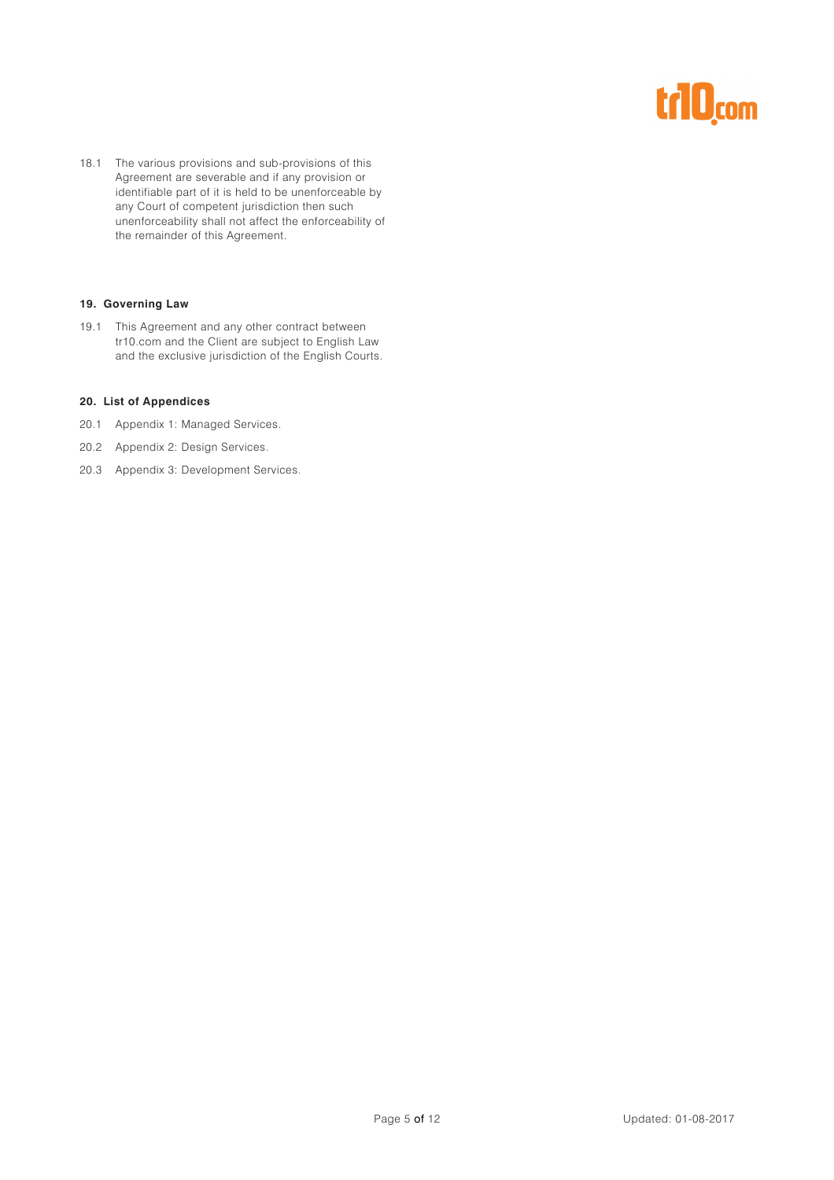18.1 The various provisions and sub-provisions of this Agreement are severable and if any provision or identifiable part of it is held to be unenforceable by any Court of competent jurisdiction then such unenforceability shall not affect the enforceability of the remainder of this Agreement.

## 19. Governing Law

19.1 This Agreement and any other contract between tr10.com and the Client are subject to English Law and the exclusive jurisdiction of the English Courts.

## 20. List of Appendices

20.1 Appendix 1: Managed Services.

20.2 Appendix 2: Design Services.

20.3 Appendix 3: Development Services.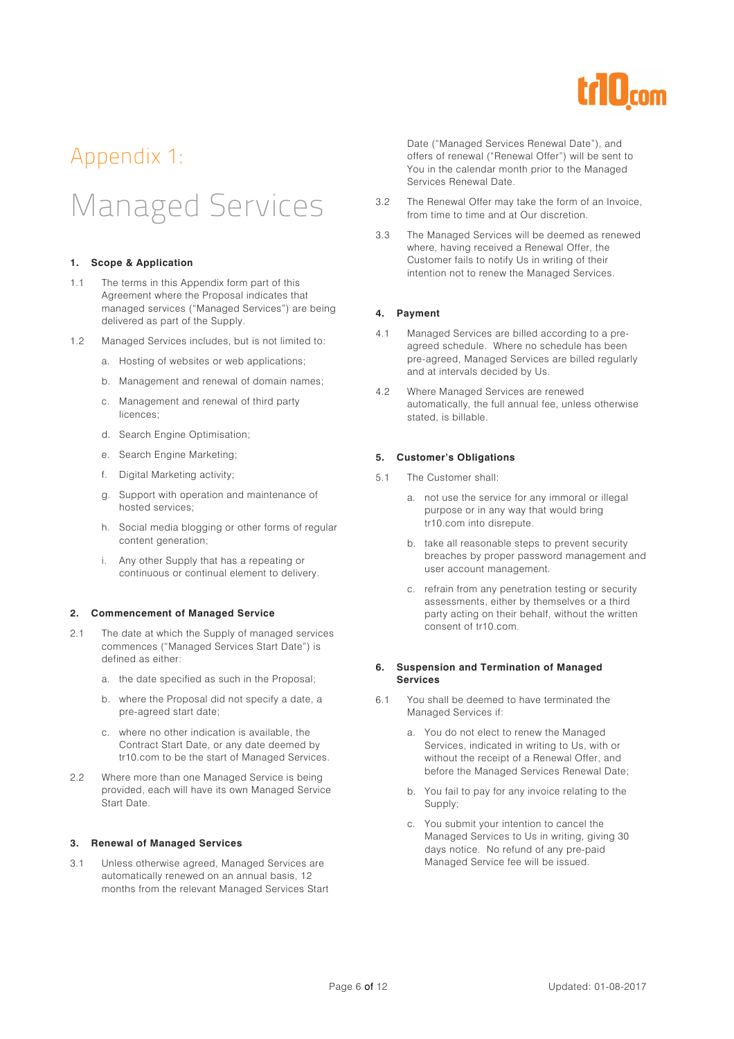# Appendix 1:

# Managed Services

## 1. Scope & Application

1.1 The terms in this Appendix form part of this Agreement where the Proposal indicates that managed services ("Managed Services") are being delivered as part of the Supply.

1.2 Managed Services includes, but is not limited to:

a. Hosting of websites or web applications;

b. Management and renewal of domain names;

c. Management and renewal of third party licences;

d. Search Engine Optimisation;

e. Search Engine Marketing;

f. Digital Marketing activity;

g. Support with operation and maintenance of hosted services;

h. Social media blogging or other forms of regular content generation;

i. Any other Supply that has a repeating or continuous or continual element to delivery.

## 2. Commencement of Managed Service

2.1 The date at which the Supply of managed services commences ("Managed Services Start Date") is defined as either:

a. the date specified as such in the Proposal;

b. where the Proposal did not specify a date, a pre-agreed start date;

c. where no other indication is available, the Contract Start Date, or any date deemed by tr10.com to be the start of Managed Services.

2.2 Where more than one Managed Service is being provided, each will have its own Managed Service Start Date.

## 3. Renewal of Managed Services

3.1 Unless otherwise agreed, Managed Services are automatically renewed on an annual basis, 12 months from the relevant Managed Services Start Date ("Managed Services Renewal Date"), and offers of renewal ("Renewal Offer") will be sent to You in the calendar month prior to the Managed Services Renewal Date.

3.2 The Renewal Offer may take the form of an Invoice, from time to time and at Our discretion.

3.3 The Managed Services will be deemed as renewed where, having received a Renewal Offer, the Customer fails to notify Us in writing of their intention not to renew the Managed Services.

## 4. Payment

4.1 Managed Services are billed according to a pre-agreed schedule. Where no schedule has been pre-agreed, Managed Services are billed regularly and at intervals decided by Us.

4.2 Where Managed Services are renewed automatically, the full annual fee, unless otherwise stated, is billable.

## 5. Customer's Obligations

5.1 The Customer shall:

a. not use the service for any immoral or illegal purpose or in any way that would bring tr10.com into disrepute.

b. take all reasonable steps to prevent security breaches by proper password management and user account management.

c. refrain from any penetration testing or security assessments, either by themselves or a third party acting on their behalf, without the written consent of tr10.com.

## 6. Suspension and Termination of Managed Services

6.1 You shall be deemed to have terminated the Managed Services if:

a. You do not elect to renew the Managed Services, indicated in writing to Us, with or without the receipt of a Renewal Offer, and before the Managed Services Renewal Date;

b. You fail to pay for any invoice relating to the Supply;

c. You submit your intention to cancel the Managed Services to Us in writing, giving 30 days notice. No refund of any pre-paid Managed Service fee will be issued.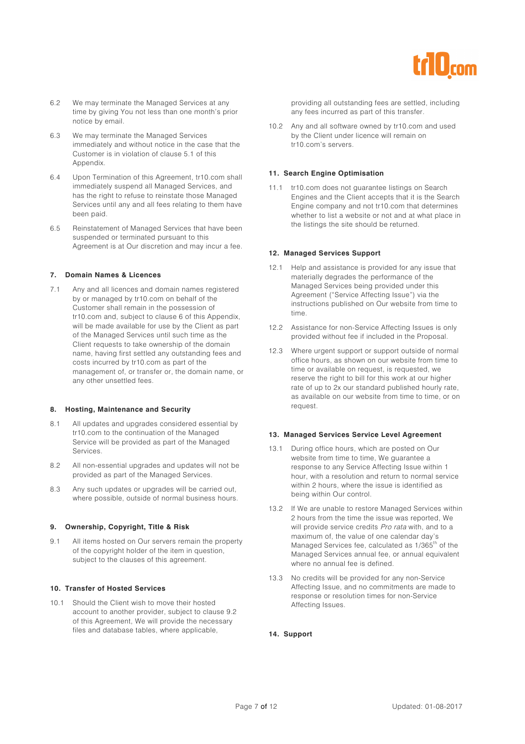6.2 We may terminate the Managed Services at any time by giving You not less than one month's prior notice by email.

6.3 We may terminate the Managed Services immediately and without notice in the case that the Customer is in violation of clause 5.1 of this Appendix.

6.4 Upon Termination of this Agreement, tr10.com shall immediately suspend all Managed Services, and has the right to refuse to reinstate those Managed Services until any and all fees relating to them have been paid.

6.5 Reinstatement of Managed Services that have been suspended or terminated pursuant to this Agreement is at Our discretion and may incur a fee.

#### 7. Domain Names & Licences

7.1 Any and all licences and domain names registered by or managed by tr10.com on behalf of the Customer shall remain in the possession of tr10.com and, subject to clause 6 of this Appendix, will be made available for use by the Client as part of the Managed Services until such time as the Client requests to take ownership of the domain name, having first settled any outstanding fees and costs incurred by tr10.com as part of the management of, or transfer or, the domain name, or any other unsettled fees.

#### 8. Hosting, Maintenance and Security

8.1 All updates and upgrades considered essential by tr10.com to the continuation of the Managed Service will be provided as part of the Managed Services.

8.2 All non-essential upgrades and updates will not be provided as part of the Managed Services.

8.3 Any such updates or upgrades will be carried out, where possible, outside of normal business hours.

#### 9. Ownership, Copyright, Title & Risk

9.1 All items hosted on Our servers remain the property of the copyright holder of the item in question, subject to the clauses of this agreement.

#### 10. Transfer of Hosted Services

10.1 Should the Client wish to move their hosted account to another provider, subject to clause 9.2 of this Agreement, We will provide the necessary files and database tables, where applicable, providing all outstanding fees are settled, including any fees incurred as part of this transfer.

10.2 Any and all software owned by tr10.com and used by the Client under licence will remain on tr10.com's servers.

#### 11. Search Engine Optimisation

11.1 tr10.com does not guarantee listings on Search Engines and the Client accepts that it is the Search Engine company and not tr10.com that determines whether to list a website or not and at what place in the listings the site should be returned.

#### 12. Managed Services Support

12.1 Help and assistance is provided for any issue that materially degrades the performance of the Managed Services being provided under this Agreement ("Service Affecting Issue") via the instructions published on Our website from time to time.

12.2 Assistance for non-Service Affecting Issues is only provided without fee if included in the Proposal.

12.3 Where urgent support or support outside of normal office hours, as shown on our website from time to time or available on request, is requested, we reserve the right to bill for this work at our higher rate of up to 2x our standard published hourly rate, as available on our website from time to time, or on request.

#### 13. Managed Services Service Level Agreement

13.1 During office hours, which are posted on Our website from time to time, We guarantee a response to any Service Affecting Issue within 1 hour, with a resolution and return to normal service within 2 hours, where the issue is identified as being within Our control.

13.2 If We are unable to restore Managed Services within 2 hours from the time the issue was reported, We will provide service credits *Pro rata* with, and to a maximum of, the value of one calendar day's Managed Services fee, calculated as 1/365$^{th}$ of the Managed Services annual fee, or annual equivalent where no annual fee is defined.

13.3 No credits will be provided for any non-Service Affecting Issue, and no commitments are made to response or resolution times for non-Service Affecting Issues.

#### 14. Support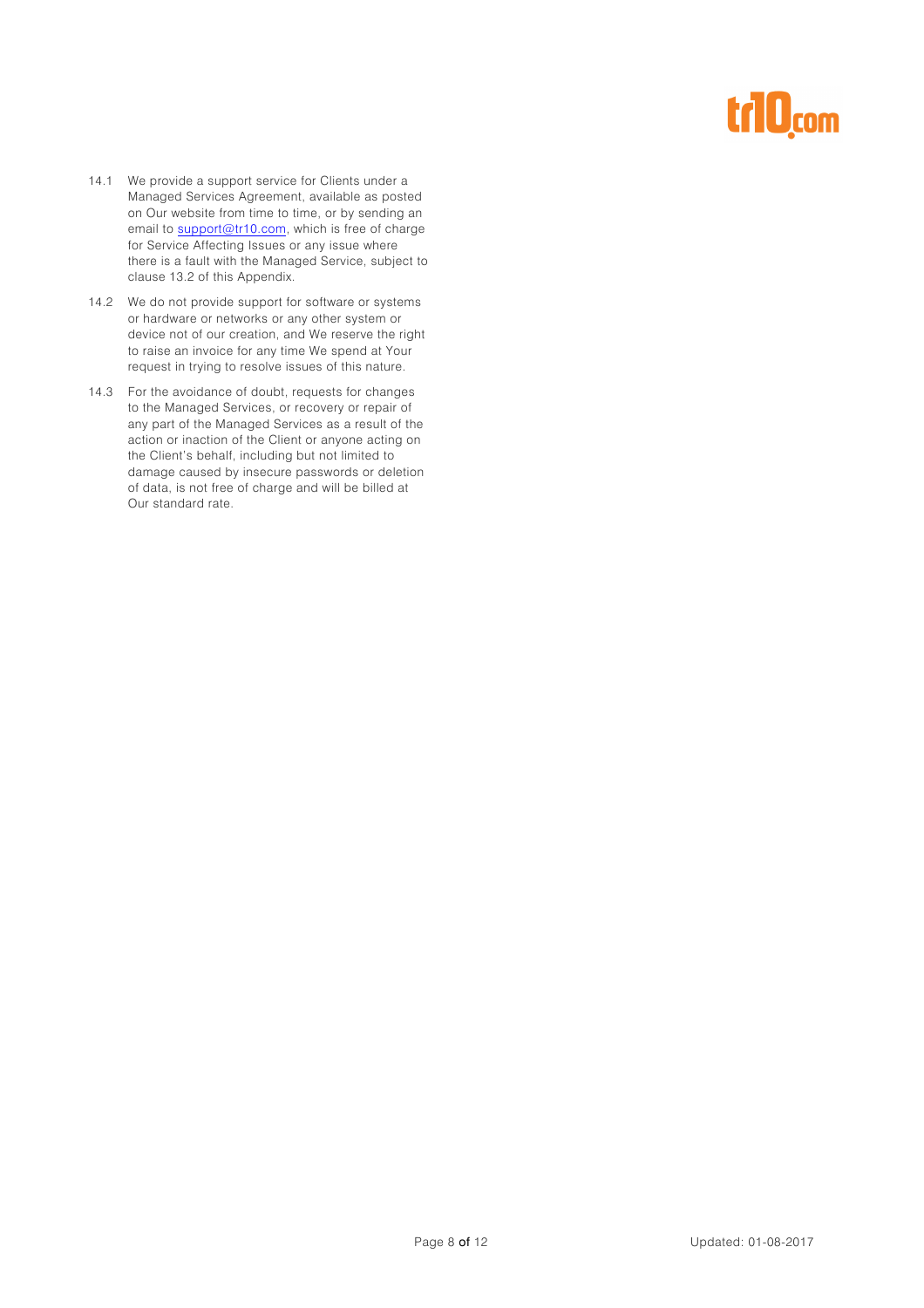14.1 We provide a support service for Clients under a Managed Services Agreement, available as posted on Our website from time to time, or by sending an email to [support@tr10.com](mailto:support@tr10.com), which is free of charge for Service Affecting Issues or any issue where there is a fault with the Managed Service, subject to clause 13.2 of this Appendix.

14.2 We do not provide support for software or systems or hardware or networks or any other system or device not of our creation, and We reserve the right to raise an invoice for any time We spend at Your request in trying to resolve issues of this nature.

14.3 For the avoidance of doubt, requests for changes to the Managed Services, or recovery or repair of any part of the Managed Services as a result of the action or inaction of the Client or anyone acting on the Client's behalf, including but not limited to damage caused by insecure passwords or deletion of data, is not free of charge and will be billed at Our standard rate.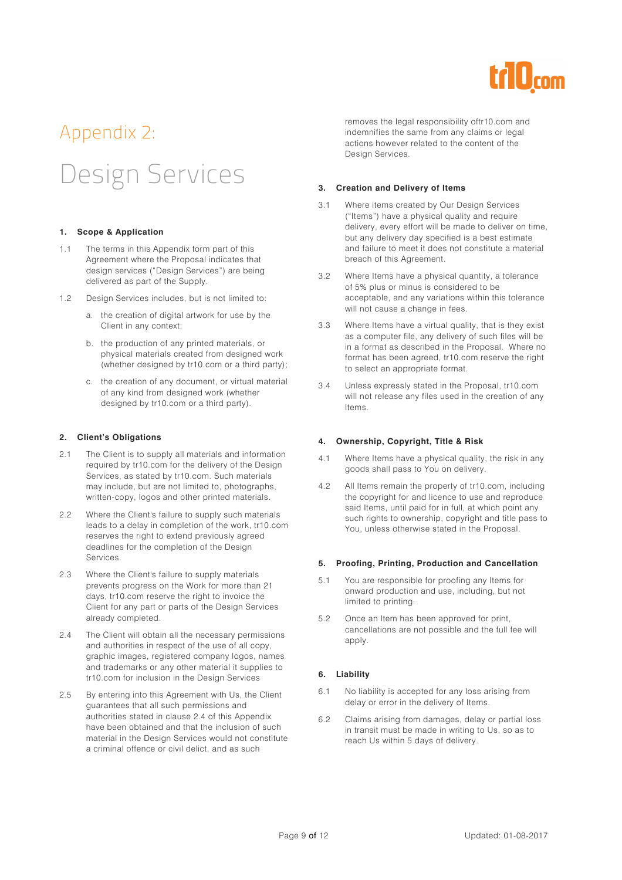# Appendix 2:

# Design Services

### 1. Scope & Application

1.1 The terms in this Appendix form part of this Agreement where the Proposal indicates that design services ("Design Services") are being delivered as part of the Supply.

1.2 Design Services includes, but is not limited to:

a. the creation of digital artwork for use by the Client in any context;

b. the production of any printed materials, or physical materials created from designed work (whether designed by tr10.com or a third party);

c. the creation of any document, or virtual material of any kind from designed work (whether designed by tr10.com or a third party).

### 2. Client's Obligations

2.1 The Client is to supply all materials and information required by tr10.com for the delivery of the Design Services, as stated by tr10.com. Such materials may include, but are not limited to, photographs, written-copy, logos and other printed materials.

2.2 Where the Client's failure to supply such materials leads to a delay in completion of the work, tr10.com reserves the right to extend previously agreed deadlines for the completion of the Design Services.

2.3 Where the Client's failure to supply materials prevents progress on the Work for more than 21 days, tr10.com reserve the right to invoice the Client for any part or parts of the Design Services already completed.

2.4 The Client will obtain all the necessary permissions and authorities in respect of the use of all copy, graphic images, registered company logos, names and trademarks or any other material it supplies to tr10.com for inclusion in the Design Services

2.5 By entering into this Agreement with Us, the Client guarantees that all such permissions and authorities stated in clause 2.4 of this Appendix have been obtained and that the inclusion of such material in the Design Services would not constitute a criminal offence or civil delict, and as such removes the legal responsibility oftr10.com and indemnifies the same from any claims or legal actions however related to the content of the Design Services.

### 3. Creation and Delivery of Items

3.1 Where items created by Our Design Services ("Items") have a physical quality and require delivery, every effort will be made to deliver on time, but any delivery day specified is a best estimate and failure to meet it does not constitute a material breach of this Agreement.

3.2 Where Items have a physical quantity, a tolerance of 5% plus or minus is considered to be acceptable, and any variations within this tolerance will not cause a change in fees.

3.3 Where Items have a virtual quality, that is they exist as a computer file, any delivery of such files will be in a format as described in the Proposal. Where no format has been agreed, tr10.com reserve the right to select an appropriate format.

3.4 Unless expressly stated in the Proposal, tr10.com will not release any files used in the creation of any Items.

### 4. Ownership, Copyright, Title & Risk

4.1 Where Items have a physical quality, the risk in any goods shall pass to You on delivery.

4.2 All Items remain the property of tr10.com, including the copyright for and licence to use and reproduce said Items, until paid for in full, at which point any such rights to ownership, copyright and title pass to You, unless otherwise stated in the Proposal.

### 5. Proofing, Printing, Production and Cancellation

5.1 You are responsible for proofing any Items for onward production and use, including, but not limited to printing.

5.2 Once an Item has been approved for print, cancellations are not possible and the full fee will apply.

### 6. Liability

6.1 No liability is accepted for any loss arising from delay or error in the delivery of Items.

6.2 Claims arising from damages, delay or partial loss in transit must be made in writing to Us, so as to reach Us within 5 days of delivery.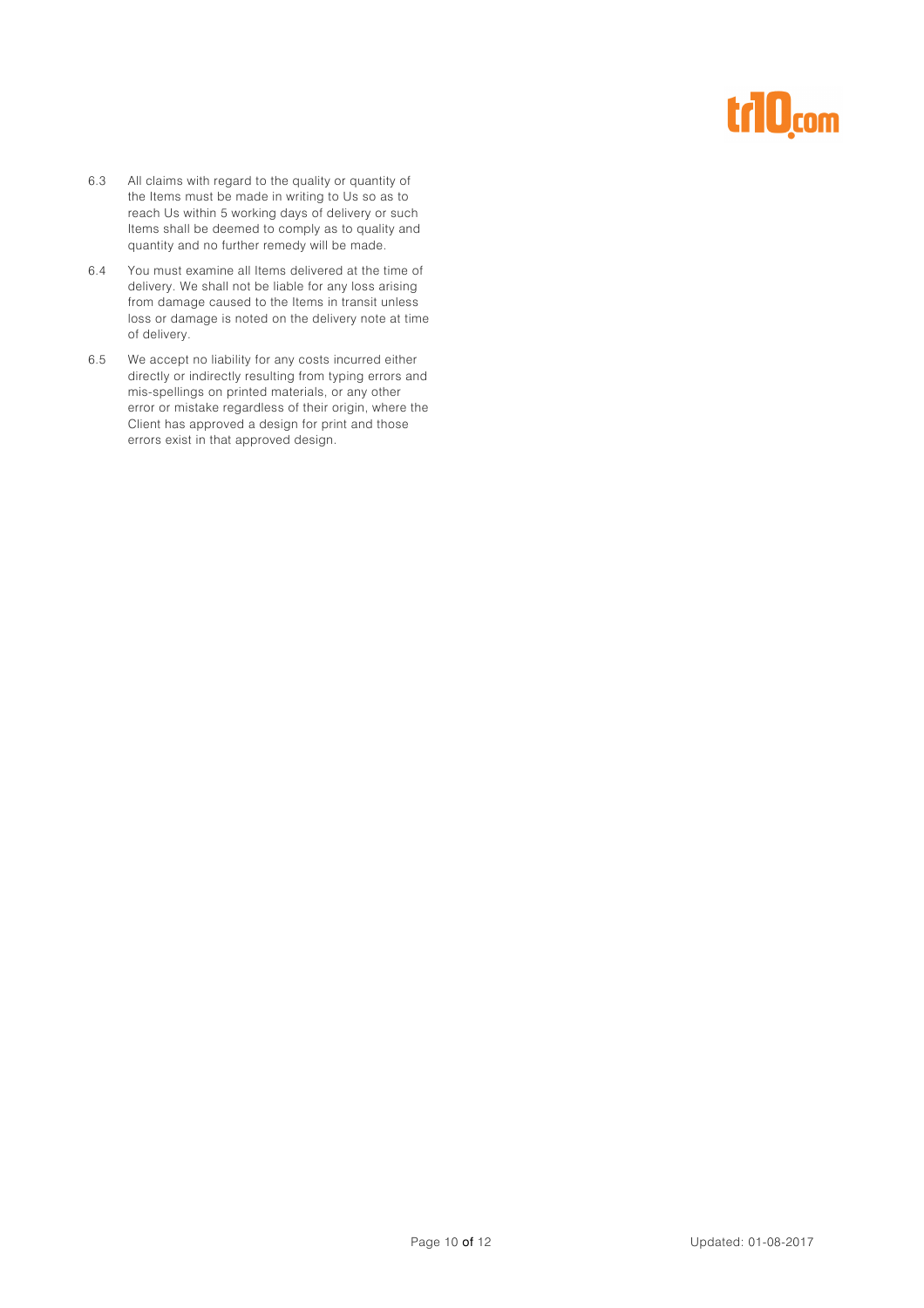6.3 All claims with regard to the quality or quantity of the Items must be made in writing to Us so as to reach Us within 5 working days of delivery or such Items shall be deemed to comply as to quality and quantity and no further remedy will be made.

6.4 You must examine all Items delivered at the time of delivery. We shall not be liable for any loss arising from damage caused to the Items in transit unless loss or damage is noted on the delivery note at time of delivery.

6.5 We accept no liability for any costs incurred either directly or indirectly resulting from typing errors and mis-spellings on printed materials, or any other error or mistake regardless of their origin, where the Client has approved a design for print and those errors exist in that approved design.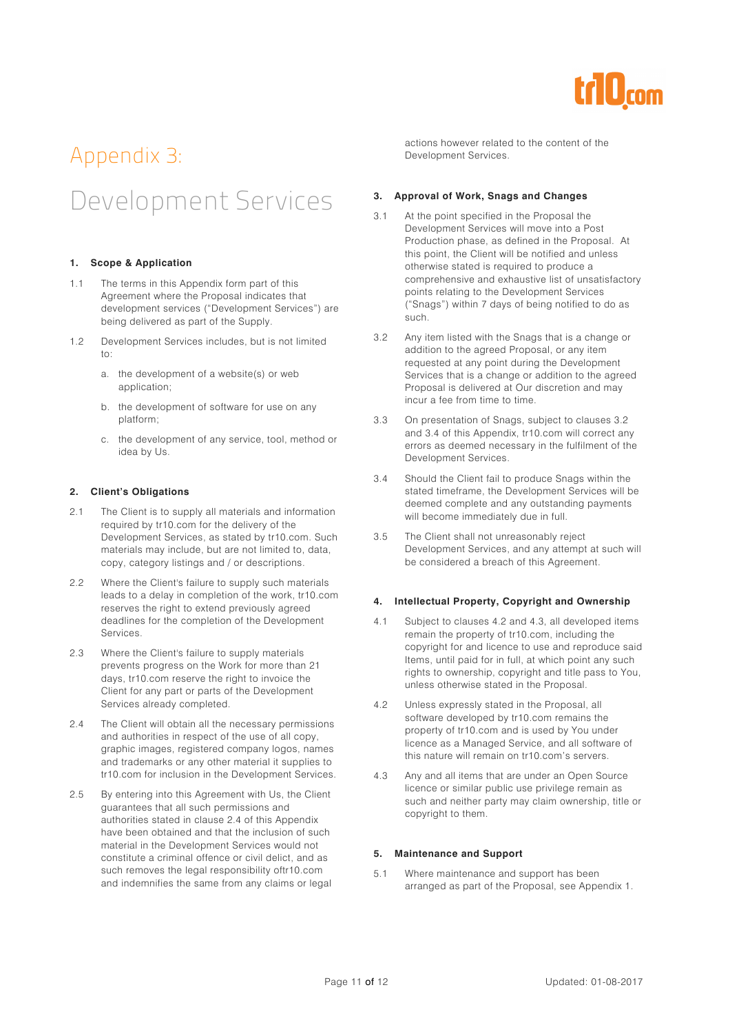# Appendix 3:

# Development Services

### 1. Scope & Application

1.1 The terms in this Appendix form part of this Agreement where the Proposal indicates that development services ("Development Services") are being delivered as part of the Supply.

1.2 Development Services includes, but is not limited to:

a. the development of a website(s) or web application;

b. the development of software for use on any platform;

c. the development of any service, tool, method or idea by Us.

### 2. Client's Obligations

2.1 The Client is to supply all materials and information required by tr10.com for the delivery of the Development Services, as stated by tr10.com. Such materials may include, but are not limited to, data, copy, category listings and / or descriptions.

2.2 Where the Client's failure to supply such materials leads to a delay in completion of the work, tr10.com reserves the right to extend previously agreed deadlines for the completion of the Development Services.

2.3 Where the Client's failure to supply materials prevents progress on the Work for more than 21 days, tr10.com reserve the right to invoice the Client for any part or parts of the Development Services already completed.

2.4 The Client will obtain all the necessary permissions and authorities in respect of the use of all copy, graphic images, registered company logos, names and trademarks or any other material it supplies to tr10.com for inclusion in the Development Services.

2.5 By entering into this Agreement with Us, the Client guarantees that all such permissions and authorities stated in clause 2.4 of this Appendix have been obtained and that the inclusion of such material in the Development Services would not constitute a criminal offence or civil delict, and as such removes the legal responsibility oftr10.com and indemnifies the same from any claims or legal actions however related to the content of the Development Services.

### 3. Approval of Work, Snags and Changes

3.1 At the point specified in the Proposal the Development Services will move into a Post Production phase, as defined in the Proposal. At this point, the Client will be notified and unless otherwise stated is required to produce a comprehensive and exhaustive list of unsatisfactory points relating to the Development Services ("Snags") within 7 days of being notified to do as such.

3.2 Any item listed with the Snags that is a change or addition to the agreed Proposal, or any item requested at any point during the Development Services that is a change or addition to the agreed Proposal is delivered at Our discretion and may incur a fee from time to time.

3.3 On presentation of Snags, subject to clauses 3.2 and 3.4 of this Appendix, tr10.com will correct any errors as deemed necessary in the fulfilment of the Development Services.

3.4 Should the Client fail to produce Snags within the stated timeframe, the Development Services will be deemed complete and any outstanding payments will become immediately due in full.

3.5 The Client shall not unreasonably reject Development Services, and any attempt at such will be considered a breach of this Agreement.

### 4. Intellectual Property, Copyright and Ownership

4.1 Subject to clauses 4.2 and 4.3, all developed items remain the property of tr10.com, including the copyright for and licence to use and reproduce said Items, until paid for in full, at which point any such rights to ownership, copyright and title pass to You, unless otherwise stated in the Proposal.

4.2 Unless expressly stated in the Proposal, all software developed by tr10.com remains the property of tr10.com and is used by You under licence as a Managed Service, and all software of this nature will remain on tr10.com's servers.

4.3 Any and all items that are under an Open Source licence or similar public use privilege remain as such and neither party may claim ownership, title or copyright to them.

### 5. Maintenance and Support

5.1 Where maintenance and support has been arranged as part of the Proposal, see Appendix 1.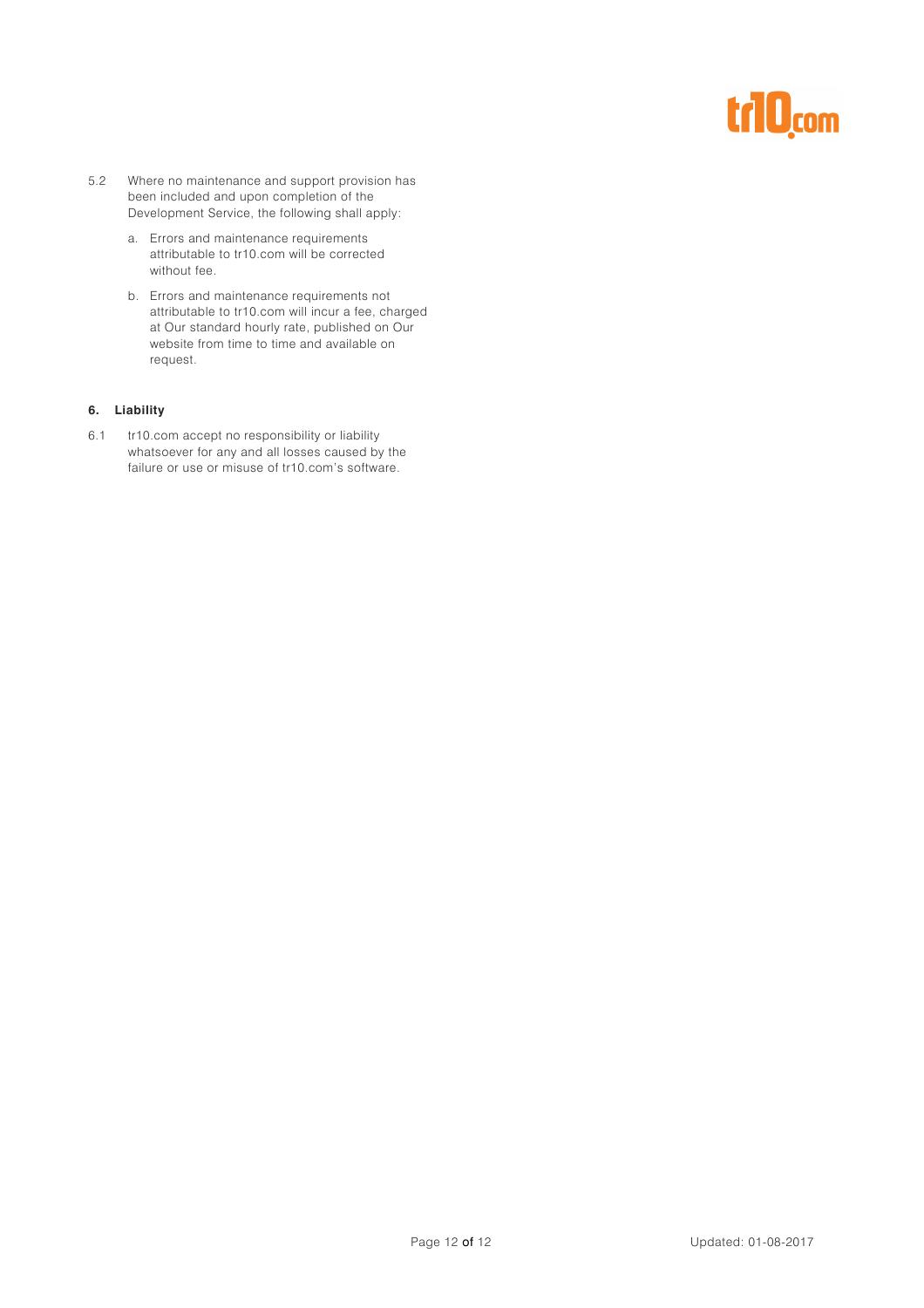5.2 Where no maintenance and support provision has been included and upon completion of the Development Service, the following shall apply:

a. Errors and maintenance requirements attributable to tr10.com will be corrected without fee.

b. Errors and maintenance requirements not attributable to tr10.com will incur a fee, charged at Our standard hourly rate, published on Our website from time to time and available on request.

**6. Liability**

6.1 tr10.com accept no responsibility or liability whatsoever for any and all losses caused by the failure or use or misuse of tr10.com's software.